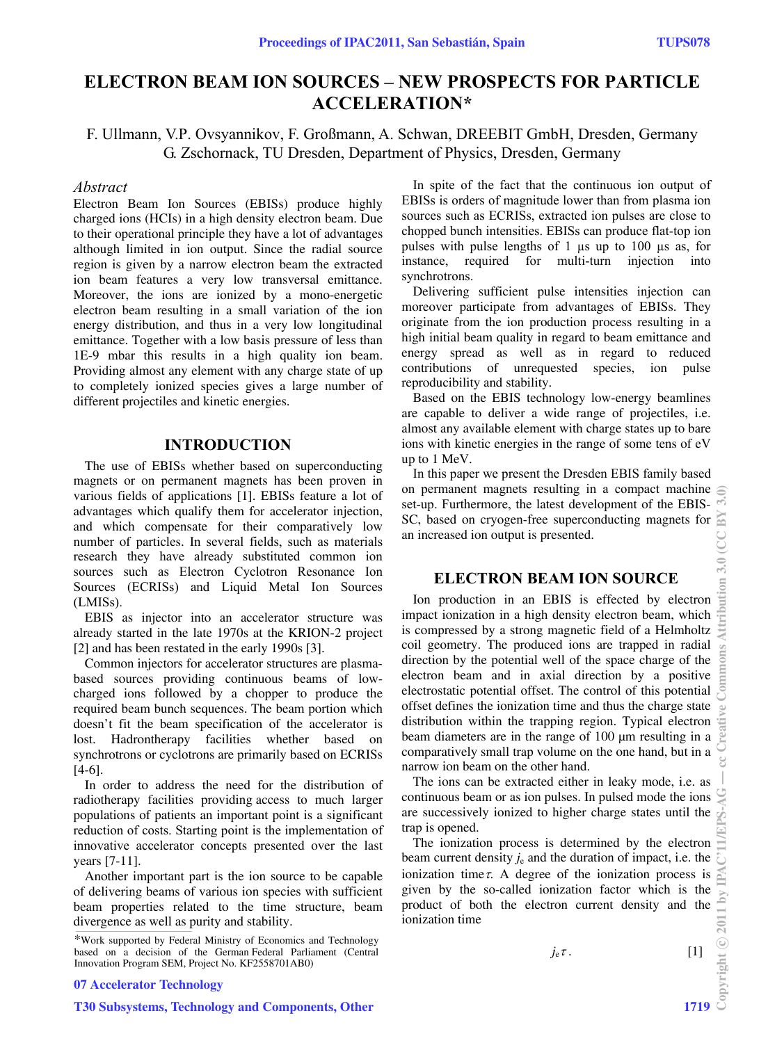# ELECTRON BEAM ION SOURCES – NEW PROSPECTS FOR PARTICLE ACCELERATION*

F. Ullmann, V.P. Ovsyannikov, F. Großmann, A. Schwan, DREEBIT GmbH, Dresden, Germany
G. Zschornack, TU Dresden, Department of Physics, Dresden, Germany

## *Abstract*

Electron Beam Ion Sources (EBISs) produce highly charged ions (HCIs) in a high density electron beam. Due to their operational principle they have a lot of advantages although limited in ion output. Since the radial source region is given by a narrow electron beam the extracted ion beam features a very low transversal emittance. Moreover, the ions are ionized by a mono-energetic electron beam resulting in a small variation of the ion energy distribution, and thus in a very low longitudinal emittance. Together with a low basis pressure of less than 1E-9 mbar this results in a high quality ion beam. Providing almost any element with any charge state of up to completely ionized species gives a large number of different projectiles and kinetic energies.

## INTRODUCTION

The use of EBISs whether based on superconducting magnets or on permanent magnets has been proven in various fields of applications [1]. EBISs feature a lot of advantages which qualify them for accelerator injection, and which compensate for their comparatively low number of particles. In several fields, such as materials research they have already substituted common ion sources such as Electron Cyclotron Resonance Ion Sources (ECRISs) and Liquid Metal Ion Sources (LMISs).

EBIS as injector into an accelerator structure was already started in the late 1970s at the KRION-2 project [2] and has been restated in the early 1990s [3].

Common injectors for accelerator structures are plasma-based sources providing continuous beams of low-charged ions followed by a chopper to produce the required beam bunch sequences. The beam portion which doesn't fit the beam specification of the accelerator is lost. Hadrontherapy facilities whether based on synchrotrons or cyclotrons are primarily based on ECRISs [4-6].

In order to address the need for the distribution of radiotherapy facilities providing access to much larger populations of patients an important point is a significant reduction of costs. Starting point is the implementation of innovative accelerator concepts presented over the last years [7-11].

Another important part is the ion source to be capable of delivering beams of various ion species with sufficient beam properties related to the time structure, beam divergence as well as purity and stability.

In spite of the fact that the continuous ion output of EBISs is orders of magnitude lower than from plasma ion sources such as ECRISs, extracted ion pulses are close to chopped bunch intensities. EBISs can produce flat-top ion pulses with pulse lengths of 1 µs up to 100 µs as, for instance, required for multi-turn injection into synchrotrons.

Delivering sufficient pulse intensities injection can moreover participate from advantages of EBISs. They originate from the ion production process resulting in a high initial beam quality in regard to beam emittance and energy spread as well as in regard to reduced contributions of unrequested species, ion pulse reproducibility and stability.

Based on the EBIS technology low-energy beamlines are capable to deliver a wide range of projectiles, i.e. almost any available element with charge states up to bare ions with kinetic energies in the range of some tens of eV up to 1 MeV.

In this paper we present the Dresden EBIS family based on permanent magnets resulting in a compact machine set-up. Furthermore, the latest development of the EBIS-SC, based on cryogen-free superconducting magnets for an increased ion output is presented.

## ELECTRON BEAM ION SOURCE

Ion production in an EBIS is effected by electron impact ionization in a high density electron beam, which is compressed by a strong magnetic field of a Helmholtz coil geometry. The produced ions are trapped in radial direction by the potential well of the space charge of the electron beam and in axial direction by a positive electrostatic potential offset. The control of this potential offset defines the ionization time and thus the charge state distribution within the trapping region. Typical electron beam diameters are in the range of 100 µm resulting in a comparatively small trap volume on the one hand, but in a narrow ion beam on the other hand.

The ions can be extracted either in leaky mode, i.e. as continuous beam or as ion pulses. In pulsed mode the ions are successively ionized to higher charge states until the trap is opened.

The ionization process is determined by the electron beam current density $j_e$ and the duration of impact, i.e. the ionization time $\tau$. A degree of the ionization process is given by the so-called ionization factor which is the product of both the electron current density and the ionization time

$$j_e \tau \,. \qquad [1]$$

*Work supported by Federal Ministry of Economics and Technology based on a decision of the German Federal Parliament (Central Innovation Program SEM, Project No. KF2558701AB0)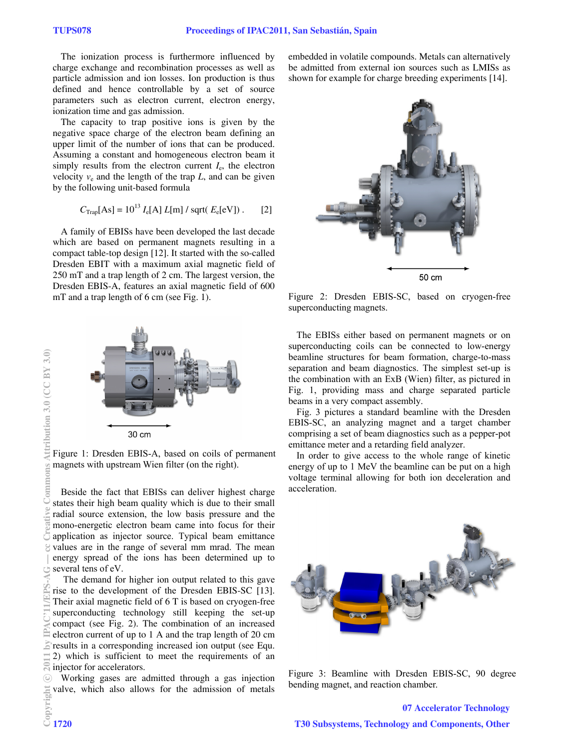The ionization process is furthermore influenced by charge exchange and recombination processes as well as particle admission and ion losses. Ion production is thus defined and hence controllable by a set of source parameters such as electron current, electron energy, ionization time and gas admission.

The capacity to trap positive ions is given by the negative space charge of the electron beam defining an upper limit of the number of ions that can be produced. Assuming a constant and homogeneous electron beam it simply results from the electron current $I_e$, the electron velocity $v_e$ and the length of the trap $L$, and can be given by the following unit-based formula

$$C_{Trap}[\text{As}] = 10^{13}\ I_e[\text{A}]\ L[\text{m}]\ /\ \text{sqrt}(\ E_e[\text{eV}])\ . \qquad [2]$$

A family of EBISs have been developed the last decade which are based on permanent magnets resulting in a compact table-top design [12]. It started with the so-called Dresden EBIT with a maximum axial magnetic field of 250 mT and a trap length of 2 cm. The largest version, the Dresden EBIS-A, features an axial magnetic field of 600 mT and a trap length of 6 cm (see Fig. 1).

Figure 1: Dresden EBIS-A, based on coils of permanent magnets with upstream Wien filter (on the right).

Beside the fact that EBISs can deliver highest charge states their high beam quality which is due to their small radial source extension, the low basis pressure and the mono-energetic electron beam came into focus for their application as injector source. Typical beam emittance values are in the range of several mm mrad. The mean energy spread of the ions has been determined up to several tens of eV.

The demand for higher ion output related to this gave rise to the development of the Dresden EBIS-SC [13]. Their axial magnetic field of 6 T is based on cryogen-free superconducting technology still keeping the set-up compact (see Fig. 2). The combination of an increased electron current of up to 1 A and the trap length of 20 cm results in a corresponding increased ion output (see Equ. 2) which is sufficient to meet the requirements of an injector for accelerators.

Working gases are admitted through a gas injection valve, which also allows for the admission of metals embedded in volatile compounds. Metals can alternatively be admitted from external ion sources such as LMISs as shown for example for charge breeding experiments [14].

Figure 2: Dresden EBIS-SC, based on cryogen-free superconducting magnets.

The EBISs either based on permanent magnets or on superconducting coils can be connected to low-energy beamline structures for beam formation, charge-to-mass separation and beam diagnostics. The simplest set-up is the combination with an ExB (Wien) filter, as pictured in Fig. 1, providing mass and charge separated particle beams in a very compact assembly.

Fig. 3 pictures a standard beamline with the Dresden EBIS-SC, an analyzing magnet and a target chamber comprising a set of beam diagnostics such as a pepper-pot emittance meter and a retarding field analyzer.

In order to give access to the whole range of kinetic energy of up to 1 MeV the beamline can be put on a high voltage terminal allowing for both ion deceleration and acceleration.

Figure 3: Beamline with Dresden EBIS-SC, 90 degree bending magnet, and reaction chamber.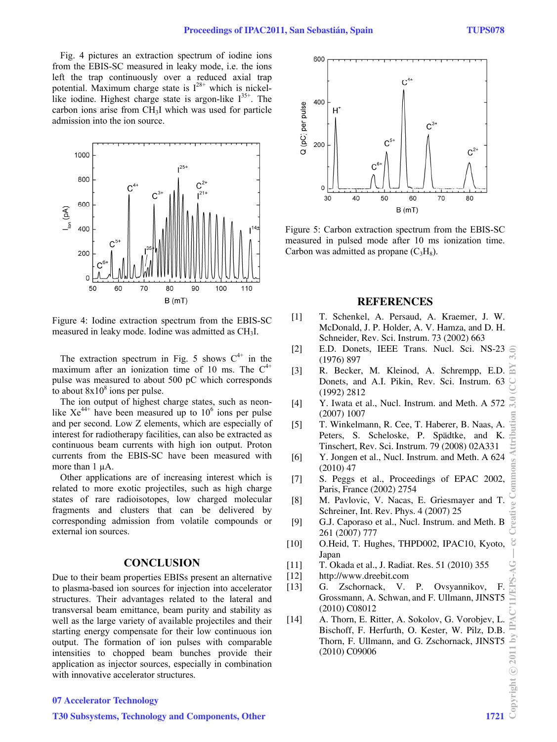Fig. 4 pictures an extraction spectrum of iodine ions from the EBIS-SC measured in leaky mode, i.e. the ions left the trap continuously over a reduced axial trap potential. Maximum charge state is $I^{28+}$ which is nickel-like iodine. Highest charge state is argon-like $I^{35+}$. The carbon ions arise from $CH_3I$ which was used for particle admission into the ion source.

1000
800
600
400
200
0
$I_{ion}$ (pA)
50 60 70 80 90 100 110
B (mT)
$C^{6+}$ $C^{5+}$ $C^{4+}$ $C^{3+}$ $I^{35+}$ $I^{25+}$ $C^{2+}$ $I^{21+}$ $I^{14+}$

Figure 4: Iodine extraction spectrum from the EBIS-SC measured in leaky mode. Iodine was admitted as $CH_3I$.

The extraction spectrum in Fig. 5 shows $C^{4+}$ in the maximum after an ionization time of 10 ms. The $C^{4+}$ pulse was measured to about 500 pC which corresponds to about $8x10^8$ ions per pulse.

The ion output of highest charge states, such as neon-like $Xe^{44+}$ have been measured up to $10^6$ ions per pulse and per second. Low Z elements, which are especially of interest for radiotherapy facilities, can also be extracted as continuous beam currents with high ion output. Proton currents from the EBIS-SC have been measured with more than 1 μA.

Other applications are of increasing interest which is related to more exotic projectiles, such as high charge states of rare radioisotopes, low charged molecular fragments and clusters that can be delivered by corresponding admission from volatile compounds or external ion sources.

## CONCLUSION

Due to their beam properties EBISs present an alternative to plasma-based ion sources for injection into accelerator structures. Their advantages related to the lateral and transversal beam emittance, beam purity and stability as well as the large variety of available projectiles and their starting energy compensate for their low continuous ion output. The formation of ion pulses with comparable intensities to chopped beam bunches provide their application as injector sources, especially in combination with innovative accelerator structures.

600
400
200
0
Q (pC; per pulse
30 40 50 60 70 80
B (mT)
$H^+$ $C^{6+}$ $C^{5+}$ $C^{4+}$ $C^{3+}$ $C^{2+}$

Figure 5: Carbon extraction spectrum from the EBIS-SC measured in pulsed mode after 10 ms ionization time. Carbon was admitted as propane ($C_3H_8$).

## REFERENCES

[1] T. Schenkel, A. Persaud, A. Kraemer, J. W. McDonald, J. P. Holder, A. V. Hamza, and D. H. Schneider, Rev. Sci. Instrum. 73 (2002) 663

[2] E.D. Donets, IEEE Trans. Nucl. Sci. NS-23 (1976) 897

[3] R. Becker, M. Kleinod, A. Schrempp, E.D. Donets, and A.I. Pikin, Rev. Sci. Instrum. 63 (1992) 2812

[4] Y. Iwata et al., Nucl. Instrum. and Meth. A 572 (2007) 1007

[5] T. Winkelmann, R. Cee, T. Haberer, B. Naas, A. Peters, S. Scheloske, P. Spädtke, and K. Tinschert, Rev. Sci. Instrum. 79 (2008) 02A331

[6] Y. Jongen et al., Nucl. Instrum. and Meth. A 624 (2010) 47

[7] S. Peggs et al., Proceedings of EPAC 2002, Paris, France (2002) 2754

[8] M. Pavlovic, V. Nacas, E. Griesmayer and T. Schreiner, Int. Rev. Phys. 4 (2007) 25

[9] G.J. Caporaso et al., Nucl. Instrum. and Meth. B 261 (2007) 777

[10] O.Heid, T. Hughes, THPD002, IPAC10, Kyoto, Japan

[11] T. Okada et al., J. Radiat. Res. 51 (2010) 355

[12] http://www.dreebit.com

[13] G. Zschornack, V. P. Ovsyannikov, F. Grossmann, A. Schwan, and F. Ullmann, JINST5 (2010) C08012

[14] A. Thorn, E. Ritter, A. Sokolov, G. Vorobjev, L. Bischoff, F. Herfurth, O. Kester, W. Pilz, D.B. Thorn, F. Ullmann, and G. Zschornack, JINST5 (2010) C09006